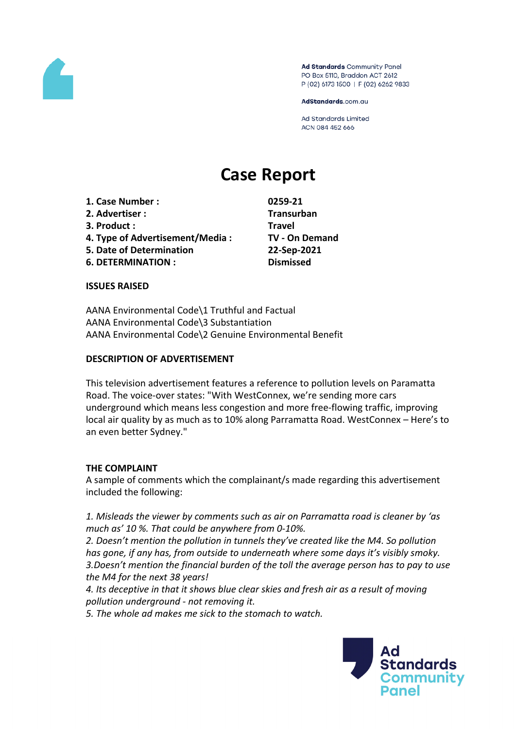Ad Standards Community Panel
PO Box 5110, Braddon ACT 2612
P (02) 6173 1500 | F (02) 6262 9833

AdStandards.com.au

Ad Standards Limited
ACN 084 452 666

# Case Report

| | |
|---|---|
| **1. Case Number :** | **0259-21** |
| **2. Advertiser :** | **Transurban** |
| **3. Product :** | **Travel** |
| **4. Type of Advertisement/Media :** | **TV - On Demand** |
| **5. Date of Determination** | **22-Sep-2021** |
| **6. DETERMINATION :** | **Dismissed** |

**ISSUES RAISED**

AANA Environmental Code\1 Truthful and Factual
AANA Environmental Code\3 Substantiation
AANA Environmental Code\2 Genuine Environmental Benefit

**DESCRIPTION OF ADVERTISEMENT**

This television advertisement features a reference to pollution levels on Paramatta Road. The voice-over states: "With WestConnex, we're sending more cars underground which means less congestion and more free-flowing traffic, improving local air quality by as much as to 10% along Parramatta Road. WestConnex – Here's to an even better Sydney."

**THE COMPLAINT**

A sample of comments which the complainant/s made regarding this advertisement included the following:

*1. Misleads the viewer by comments such as air on Parramatta road is cleaner by 'as much as' 10 %. That could be anywhere from 0-10%.*
*2. Doesn't mention the pollution in tunnels they've created like the M4. So pollution has gone, if any has, from outside to underneath where some days it's visibly smoky.*
*3.Doesn't mention the financial burden of the toll the average person has to pay to use the M4 for the next 38 years!*
*4. Its deceptive in that it shows blue clear skies and fresh air as a result of moving pollution underground - not removing it.*
*5. The whole ad makes me sick to the stomach to watch.*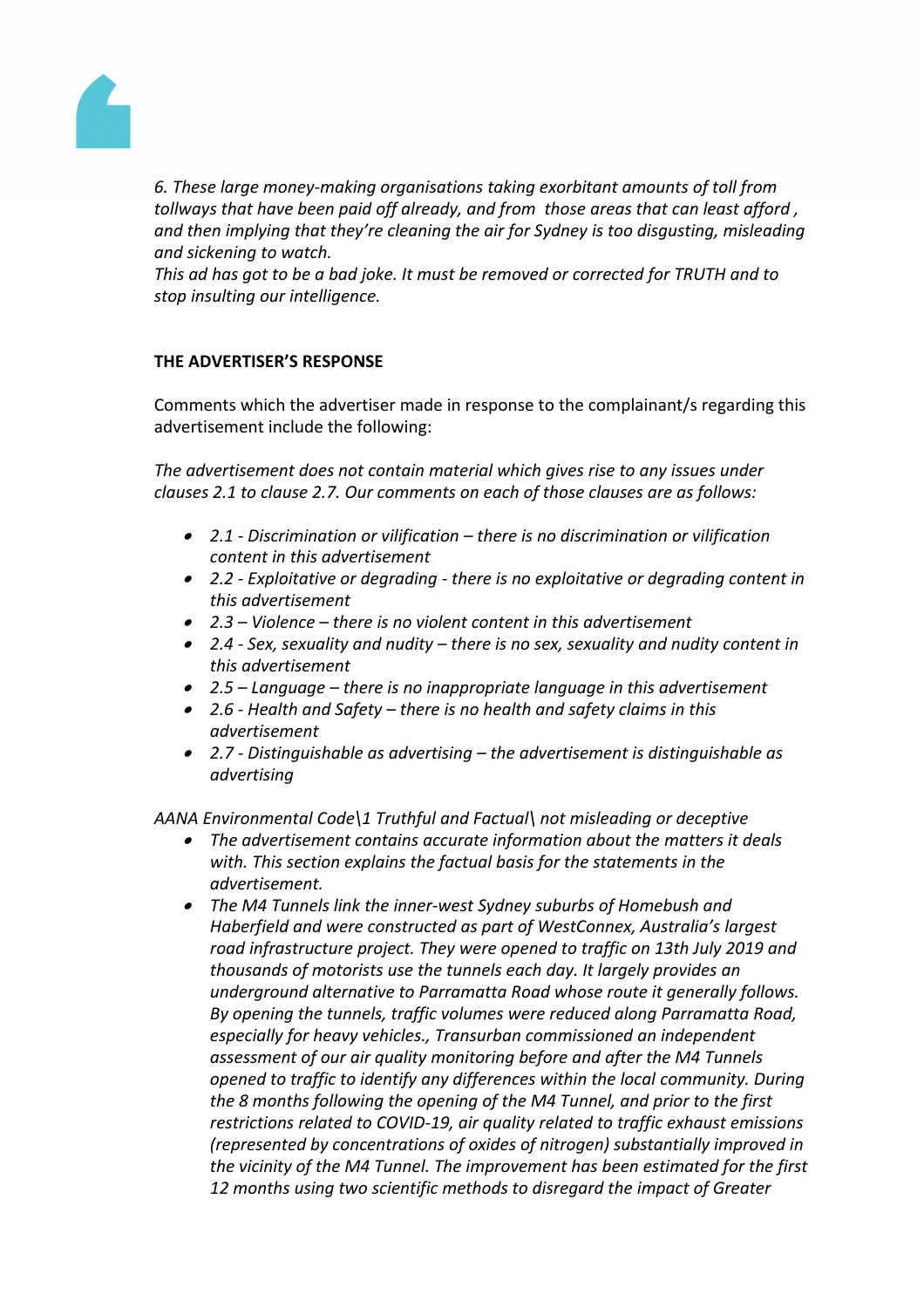*6. These large money-making organisations taking exorbitant amounts of toll from tollways that have been paid off already, and from those areas that can least afford , and then implying that they're cleaning the air for Sydney is too disgusting, misleading and sickening to watch.*
*This ad has got to be a bad joke. It must be removed or corrected for TRUTH and to stop insulting our intelligence.*

**THE ADVERTISER'S RESPONSE**

Comments which the advertiser made in response to the complainant/s regarding this advertisement include the following:

*The advertisement does not contain material which gives rise to any issues under clauses 2.1 to clause 2.7. Our comments on each of those clauses are as follows:*

- *2.1 - Discrimination or vilification – there is no discrimination or vilification content in this advertisement*
- *2.2 - Exploitative or degrading - there is no exploitative or degrading content in this advertisement*
- *2.3 – Violence – there is no violent content in this advertisement*
- *2.4 - Sex, sexuality and nudity – there is no sex, sexuality and nudity content in this advertisement*
- *2.5 – Language – there is no inappropriate language in this advertisement*
- *2.6 - Health and Safety – there is no health and safety claims in this advertisement*
- *2.7 - Distinguishable as advertising – the advertisement is distinguishable as advertising*

*AANA Environmental Code\1 Truthful and Factual\ not misleading or deceptive*

- *The advertisement contains accurate information about the matters it deals with. This section explains the factual basis for the statements in the advertisement.*
- *The M4 Tunnels link the inner-west Sydney suburbs of Homebush and Haberfield and were constructed as part of WestConnex, Australia's largest road infrastructure project. They were opened to traffic on 13th July 2019 and thousands of motorists use the tunnels each day. It largely provides an underground alternative to Parramatta Road whose route it generally follows. By opening the tunnels, traffic volumes were reduced along Parramatta Road, especially for heavy vehicles., Transurban commissioned an independent assessment of our air quality monitoring before and after the M4 Tunnels opened to traffic to identify any differences within the local community. During the 8 months following the opening of the M4 Tunnel, and prior to the first restrictions related to COVID-19, air quality related to traffic exhaust emissions (represented by concentrations of oxides of nitrogen) substantially improved in the vicinity of the M4 Tunnel. The improvement has been estimated for the first 12 months using two scientific methods to disregard the impact of Greater*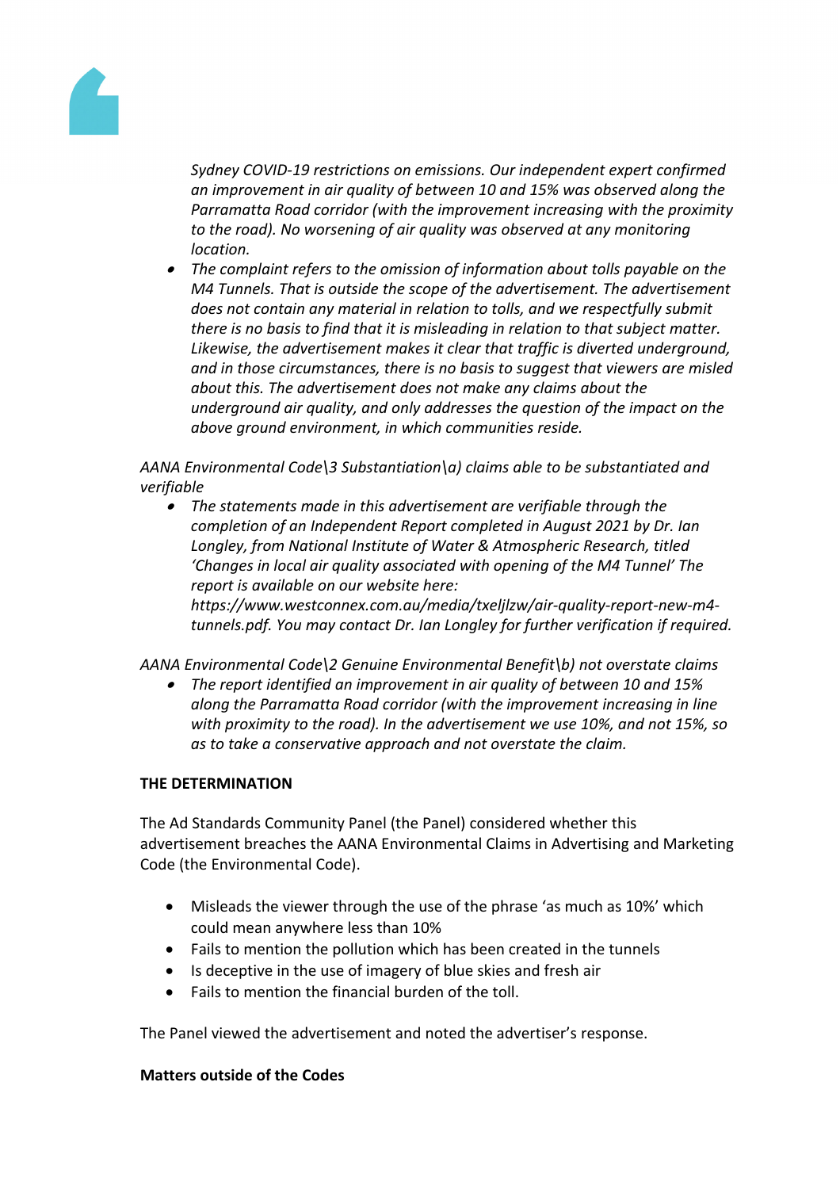*Sydney COVID-19 restrictions on emissions. Our independent expert confirmed an improvement in air quality of between 10 and 15% was observed along the Parramatta Road corridor (with the improvement increasing with the proximity to the road). No worsening of air quality was observed at any monitoring location.*

- *The complaint refers to the omission of information about tolls payable on the M4 Tunnels. That is outside the scope of the advertisement. The advertisement does not contain any material in relation to tolls, and we respectfully submit there is no basis to find that it is misleading in relation to that subject matter. Likewise, the advertisement makes it clear that traffic is diverted underground, and in those circumstances, there is no basis to suggest that viewers are misled about this. The advertisement does not make any claims about the underground air quality, and only addresses the question of the impact on the above ground environment, in which communities reside.*

*AANA Environmental Code\3 Substantiation\a) claims able to be substantiated and verifiable*

- *The statements made in this advertisement are verifiable through the completion of an Independent Report completed in August 2021 by Dr. Ian Longley, from National Institute of Water & Atmospheric Research, titled 'Changes in local air quality associated with opening of the M4 Tunnel' The report is available on our website here: https://www.westconnex.com.au/media/txeljlzw/air-quality-report-new-m4-tunnels.pdf. You may contact Dr. Ian Longley for further verification if required.*

*AANA Environmental Code\2 Genuine Environmental Benefit\b) not overstate claims*

- *The report identified an improvement in air quality of between 10 and 15% along the Parramatta Road corridor (with the improvement increasing in line with proximity to the road). In the advertisement we use 10%, and not 15%, so as to take a conservative approach and not overstate the claim.*

**THE DETERMINATION**

The Ad Standards Community Panel (the Panel) considered whether this advertisement breaches the AANA Environmental Claims in Advertising and Marketing Code (the Environmental Code).

- Misleads the viewer through the use of the phrase 'as much as 10%' which could mean anywhere less than 10%
- Fails to mention the pollution which has been created in the tunnels
- Is deceptive in the use of imagery of blue skies and fresh air
- Fails to mention the financial burden of the toll.

The Panel viewed the advertisement and noted the advertiser's response.

**Matters outside of the Codes**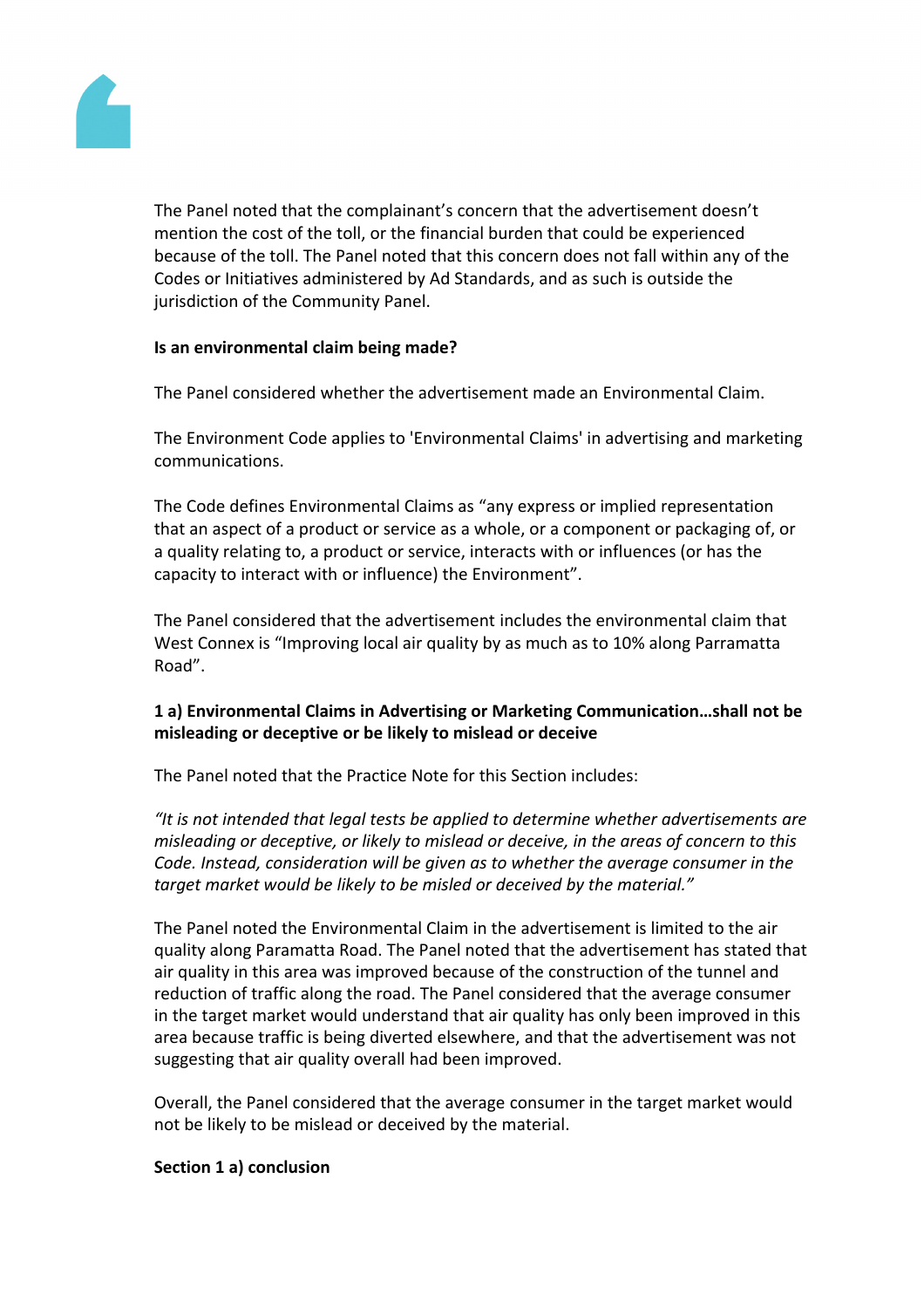The Panel noted that the complainant's concern that the advertisement doesn't mention the cost of the toll, or the financial burden that could be experienced because of the toll. The Panel noted that this concern does not fall within any of the Codes or Initiatives administered by Ad Standards, and as such is outside the jurisdiction of the Community Panel.

**Is an environmental claim being made?**

The Panel considered whether the advertisement made an Environmental Claim.

The Environment Code applies to 'Environmental Claims' in advertising and marketing communications.

The Code defines Environmental Claims as "any express or implied representation that an aspect of a product or service as a whole, or a component or packaging of, or a quality relating to, a product or service, interacts with or influences (or has the capacity to interact with or influence) the Environment".

The Panel considered that the advertisement includes the environmental claim that West Connex is "Improving local air quality by as much as to 10% along Parramatta Road".

**1 a) Environmental Claims in Advertising or Marketing Communication…shall not be misleading or deceptive or be likely to mislead or deceive**

The Panel noted that the Practice Note for this Section includes:

*"It is not intended that legal tests be applied to determine whether advertisements are misleading or deceptive, or likely to mislead or deceive, in the areas of concern to this Code. Instead, consideration will be given as to whether the average consumer in the target market would be likely to be misled or deceived by the material."*

The Panel noted the Environmental Claim in the advertisement is limited to the air quality along Paramatta Road. The Panel noted that the advertisement has stated that air quality in this area was improved because of the construction of the tunnel and reduction of traffic along the road. The Panel considered that the average consumer in the target market would understand that air quality has only been improved in this area because traffic is being diverted elsewhere, and that the advertisement was not suggesting that air quality overall had been improved.

Overall, the Panel considered that the average consumer in the target market would not be likely to be mislead or deceived by the material.

**Section 1 a) conclusion**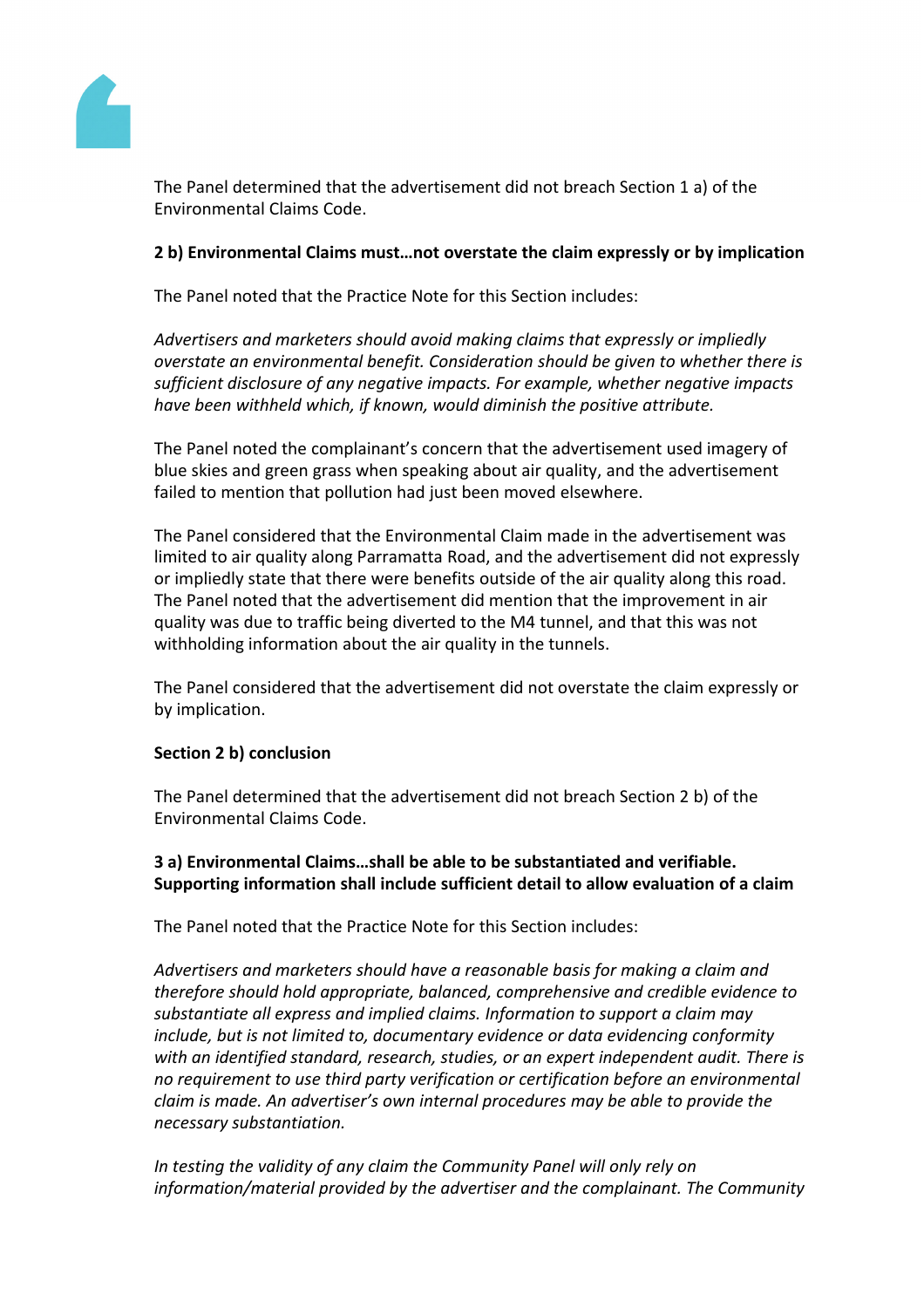The Panel determined that the advertisement did not breach Section 1 a) of the Environmental Claims Code.

**2 b) Environmental Claims must…not overstate the claim expressly or by implication**

The Panel noted that the Practice Note for this Section includes:

*Advertisers and marketers should avoid making claims that expressly or impliedly overstate an environmental benefit. Consideration should be given to whether there is sufficient disclosure of any negative impacts. For example, whether negative impacts have been withheld which, if known, would diminish the positive attribute.*

The Panel noted the complainant's concern that the advertisement used imagery of blue skies and green grass when speaking about air quality, and the advertisement failed to mention that pollution had just been moved elsewhere.

The Panel considered that the Environmental Claim made in the advertisement was limited to air quality along Parramatta Road, and the advertisement did not expressly or impliedly state that there were benefits outside of the air quality along this road. The Panel noted that the advertisement did mention that the improvement in air quality was due to traffic being diverted to the M4 tunnel, and that this was not withholding information about the air quality in the tunnels.

The Panel considered that the advertisement did not overstate the claim expressly or by implication.

**Section 2 b) conclusion**

The Panel determined that the advertisement did not breach Section 2 b) of the Environmental Claims Code.

**3 a) Environmental Claims…shall be able to be substantiated and verifiable. Supporting information shall include sufficient detail to allow evaluation of a claim**

The Panel noted that the Practice Note for this Section includes:

*Advertisers and marketers should have a reasonable basis for making a claim and therefore should hold appropriate, balanced, comprehensive and credible evidence to substantiate all express and implied claims. Information to support a claim may include, but is not limited to, documentary evidence or data evidencing conformity with an identified standard, research, studies, or an expert independent audit. There is no requirement to use third party verification or certification before an environmental claim is made. An advertiser's own internal procedures may be able to provide the necessary substantiation.*

*In testing the validity of any claim the Community Panel will only rely on information/material provided by the advertiser and the complainant. The Community*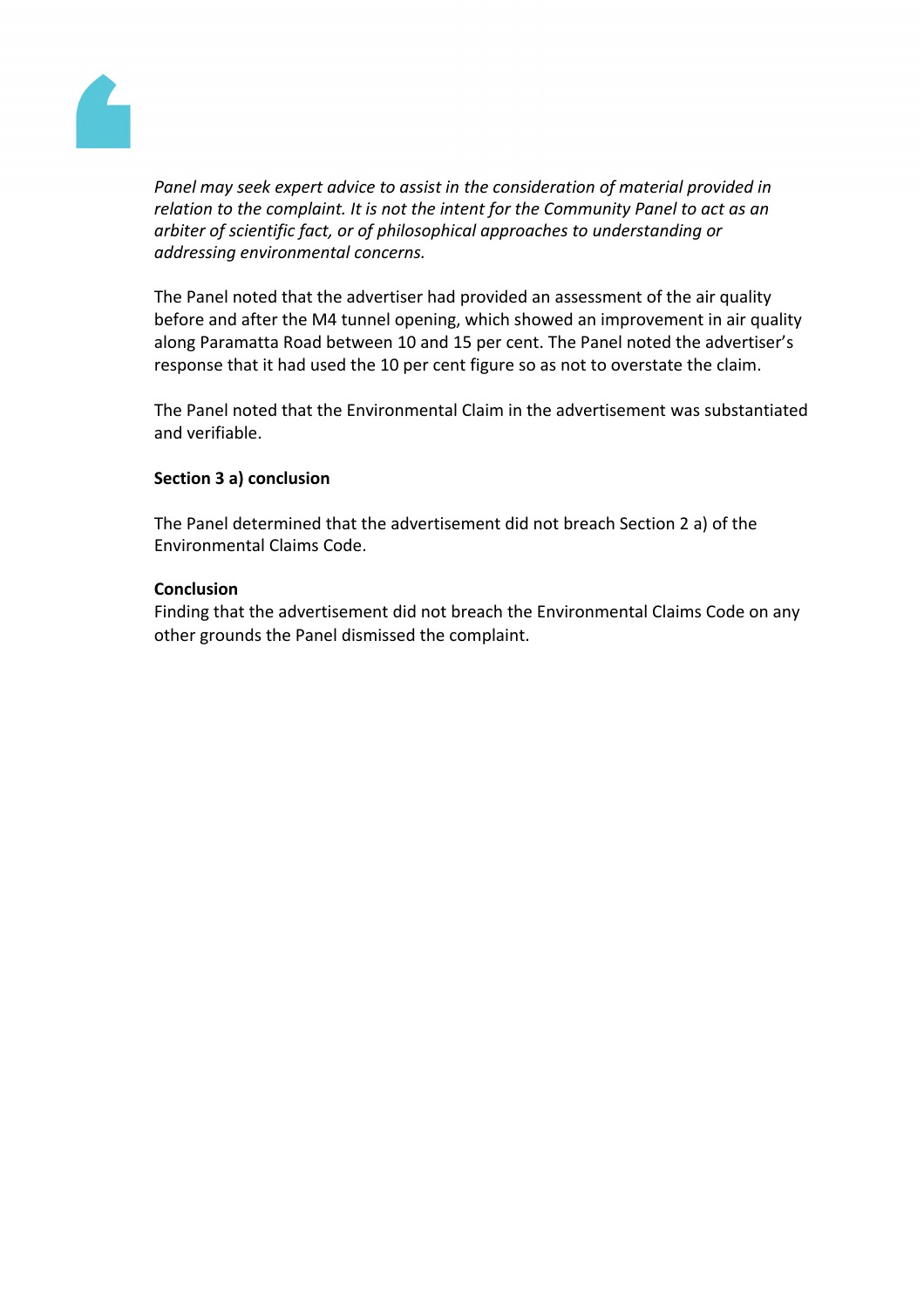*Panel may seek expert advice to assist in the consideration of material provided in relation to the complaint. It is not the intent for the Community Panel to act as an arbiter of scientific fact, or of philosophical approaches to understanding or addressing environmental concerns.*

The Panel noted that the advertiser had provided an assessment of the air quality before and after the M4 tunnel opening, which showed an improvement in air quality along Paramatta Road between 10 and 15 per cent. The Panel noted the advertiser's response that it had used the 10 per cent figure so as not to overstate the claim.

The Panel noted that the Environmental Claim in the advertisement was substantiated and verifiable.

**Section 3 a) conclusion**

The Panel determined that the advertisement did not breach Section 2 a) of the Environmental Claims Code.

**Conclusion**

Finding that the advertisement did not breach the Environmental Claims Code on any other grounds the Panel dismissed the complaint.